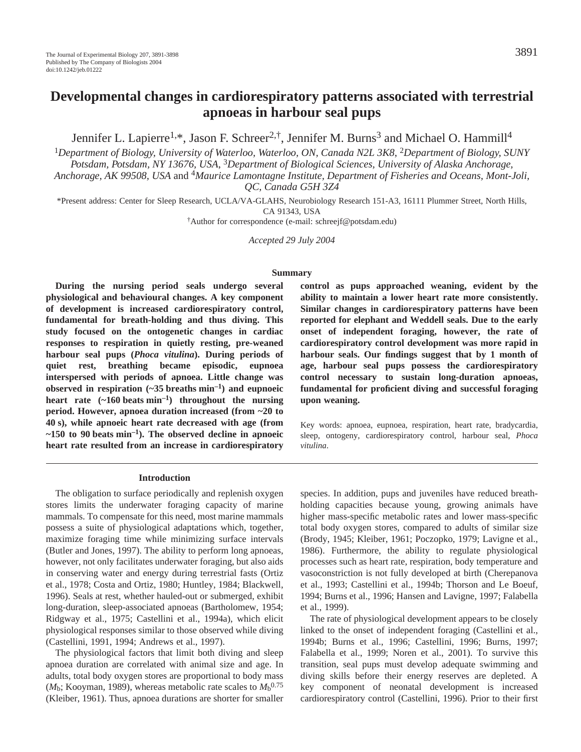# Developmental changes in cardiorespiratory patterns associated with terrestrial apnoeas in harbour seal pups

Jennifer L. Lapierre[1,*], Jason F. Schreer[2,†], Jennifer M. Burns[3] and Michael O. Hammill[4]

[1]*Department of Biology, University of Waterloo, Waterloo, ON, Canada N2L 3K8*, [2]*Department of Biology, SUNY Potsdam, Potsdam, NY 13676, USA*, [3]*Department of Biological Sciences, University of Alaska Anchorage, Anchorage, AK 99508, USA* and [4]*Maurice Lamontagne Institute, Department of Fisheries and Oceans, Mont-Joli, QC, Canada G5H 3Z4*

*Present address: Center for Sleep Research, UCLA/VA-GLAHS, Neurobiology Research 151-A3, 16111 Plummer Street, North Hills, CA 91343, USA

†Author for correspondence (e-mail: schreejf@potsdam.edu)

*Accepted 29 July 2004*

## Summary

**During the nursing period seals undergo several physiological and behavioural changes. A key component of development is increased cardiorespiratory control, fundamental for breath-holding and thus diving. This study focused on the ontogenetic changes in cardiac responses to respiration in quietly resting, pre-weaned harbour seal pups (*Phoca vitulina*). During periods of quiet rest, breathing became episodic, eupnoea interspersed with periods of apnoea. Little change was observed in respiration (~35 breaths $min^{-1}$) and eupnoeic heart rate (~160 beats $min^{-1}$) throughout the nursing period. However, apnoea duration increased (from ~20 to 40 s), while apnoeic heart rate decreased with age (from ~150 to 90 beats $min^{-1}$). The observed decline in apnoeic heart rate resulted from an increase in cardiorespiratory control as pups approached weaning, evident by the ability to maintain a lower heart rate more consistently. Similar changes in cardiorespiratory patterns have been reported for elephant and Weddell seals. Due to the early onset of independent foraging, however, the rate of cardiorespiratory control development was more rapid in harbour seals. Our findings suggest that by 1 month of age, harbour seal pups possess the cardiorespiratory control necessary to sustain long-duration apnoeas, fundamental for proficient diving and successful foraging upon weaning.**

Key words: apnoea, eupnoea, respiration, heart rate, bradycardia, sleep, ontogeny, cardiorespiratory control, harbour seal, *Phoca vitulina*.

## Introduction

The obligation to surface periodically and replenish oxygen stores limits the underwater foraging capacity of marine mammals. To compensate for this need, most marine mammals possess a suite of physiological adaptations which, together, maximize foraging time while minimizing surface intervals (Butler and Jones, 1997). The ability to perform long apnoeas, however, not only facilitates underwater foraging, but also aids in conserving water and energy during terrestrial fasts (Ortiz et al., 1978; Costa and Ortiz, 1980; Huntley, 1984; Blackwell, 1996). Seals at rest, whether hauled-out or submerged, exhibit long-duration, sleep-associated apnoeas (Bartholomew, 1954; Ridgway et al., 1975; Castellini et al., 1994a), which elicit physiological responses similar to those observed while diving (Castellini, 1991, 1994; Andrews et al., 1997).

The physiological factors that limit both diving and sleep apnoea duration are correlated with animal size and age. In adults, total body oxygen stores are proportional to body mass ($M_b$; Kooyman, 1989), whereas metabolic rate scales to $M_b^{0.75}$ (Kleiber, 1961). Thus, apnoea durations are shorter for smaller species. In addition, pups and juveniles have reduced breath-holding capacities because young, growing animals have higher mass-specific metabolic rates and lower mass-specific total body oxygen stores, compared to adults of similar size (Brody, 1945; Kleiber, 1961; Poczopko, 1979; Lavigne et al., 1986). Furthermore, the ability to regulate physiological processes such as heart rate, respiration, body temperature and vasoconstriction is not fully developed at birth (Cherepanova et al., 1993; Castellini et al., 1994b; Thorson and Le Boeuf, 1994; Burns et al., 1996; Hansen and Lavigne, 1997; Falabella et al., 1999).

The rate of physiological development appears to be closely linked to the onset of independent foraging (Castellini et al., 1994b; Burns et al., 1996; Castellini, 1996; Burns, 1997; Falabella et al., 1999; Noren et al., 2001). To survive this transition, seal pups must develop adequate swimming and diving skills before their energy reserves are depleted. A key component of neonatal development is increased cardiorespiratory control (Castellini, 1996). Prior to their first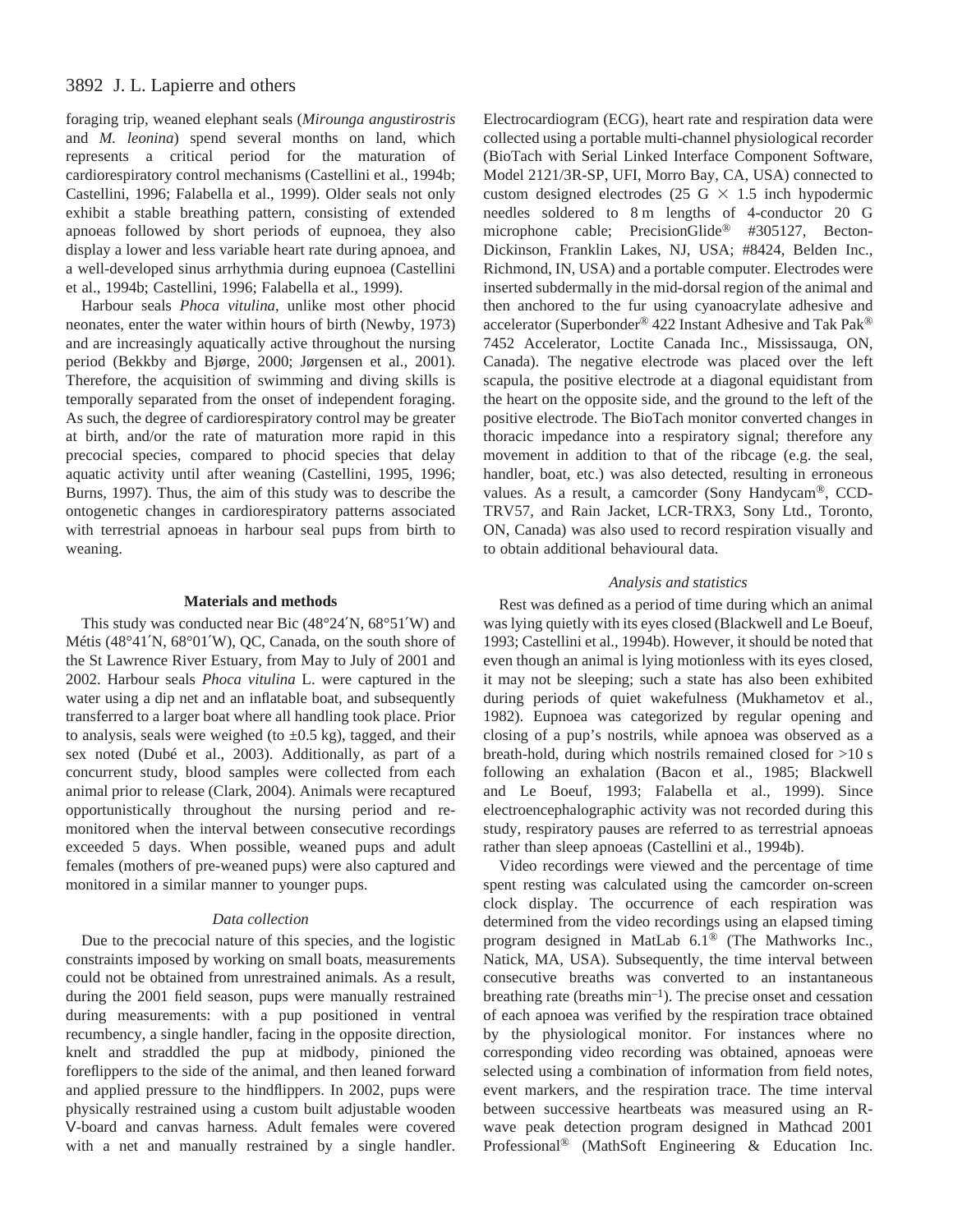foraging trip, weaned elephant seals (*Mirounga angustirostris* and *M. leonina*) spend several months on land, which represents a critical period for the maturation of cardiorespiratory control mechanisms (Castellini et al., 1994b; Castellini, 1996; Falabella et al., 1999). Older seals not only exhibit a stable breathing pattern, consisting of extended apnoeas followed by short periods of eupnoea, they also display a lower and less variable heart rate during apnoea, and a well-developed sinus arrhythmia during eupnoea (Castellini et al., 1994b; Castellini, 1996; Falabella et al., 1999).

Harbour seals *Phoca vitulina*, unlike most other phocid neonates, enter the water within hours of birth (Newby, 1973) and are increasingly aquatically active throughout the nursing period (Bekkby and Bjørge, 2000; Jørgensen et al., 2001). Therefore, the acquisition of swimming and diving skills is temporally separated from the onset of independent foraging. As such, the degree of cardiorespiratory control may be greater at birth, and/or the rate of maturation more rapid in this precocial species, compared to phocid species that delay aquatic activity until after weaning (Castellini, 1995, 1996; Burns, 1997). Thus, the aim of this study was to describe the ontogenetic changes in cardiorespiratory patterns associated with terrestrial apnoeas in harbour seal pups from birth to weaning.

## Materials and methods

This study was conducted near Bic (48°24′N, 68°51′W) and Métis (48°41′N, 68°01′W), QC, Canada, on the south shore of the St Lawrence River Estuary, from May to July of 2001 and 2002. Harbour seals *Phoca vitulina* L. were captured in the water using a dip net and an inflatable boat, and subsequently transferred to a larger boat where all handling took place. Prior to analysis, seals were weighed (to ±0.5 kg), tagged, and their sex noted (Dubé et al., 2003). Additionally, as part of a concurrent study, blood samples were collected from each animal prior to release (Clark, 2004). Animals were recaptured opportunistically throughout the nursing period and re-monitored when the interval between consecutive recordings exceeded 5 days. When possible, weaned pups and adult females (mothers of pre-weaned pups) were also captured and monitored in a similar manner to younger pups.

### *Data collection*

Due to the precocial nature of this species, and the logistic constraints imposed by working on small boats, measurements could not be obtained from unrestrained animals. As a result, during the 2001 field season, pups were manually restrained during measurements: with a pup positioned in ventral recumbency, a single handler, facing in the opposite direction, knelt and straddled the pup at midbody, pinioned the foreflippers to the side of the animal, and then leaned forward and applied pressure to the hindflippers. In 2002, pups were physically restrained using a custom built adjustable wooden V-board and canvas harness. Adult females were covered with a net and manually restrained by a single handler. Electrocardiogram (ECG), heart rate and respiration data were collected using a portable multi-channel physiological recorder (BioTach with Serial Linked Interface Component Software, Model 2121/3R-SP, UFI, Morro Bay, CA, USA) connected to custom designed electrodes (25 G × 1.5 inch hypodermic needles soldered to 8 m lengths of 4-conductor 20 G microphone cable; PrecisionGlide® #305127, Becton-Dickinson, Franklin Lakes, NJ, USA; #8424, Belden Inc., Richmond, IN, USA) and a portable computer. Electrodes were inserted subdermally in the mid-dorsal region of the animal and then anchored to the fur using cyanoacrylate adhesive and accelerator (Superbonder® 422 Instant Adhesive and Tak Pak® 7452 Accelerator, Loctite Canada Inc., Mississauga, ON, Canada). The negative electrode was placed over the left scapula, the positive electrode at a diagonal equidistant from the heart on the opposite side, and the ground to the left of the positive electrode. The BioTach monitor converted changes in thoracic impedance into a respiratory signal; therefore any movement in addition to that of the ribcage (e.g. the seal, handler, boat, etc.) was also detected, resulting in erroneous values. As a result, a camcorder (Sony Handycam®, CCD-TRV57, and Rain Jacket, LCR-TRX3, Sony Ltd., Toronto, ON, Canada) was also used to record respiration visually and to obtain additional behavioural data.

### *Analysis and statistics*

Rest was defined as a period of time during which an animal was lying quietly with its eyes closed (Blackwell and Le Boeuf, 1993; Castellini et al., 1994b). However, it should be noted that even though an animal is lying motionless with its eyes closed, it may not be sleeping; such a state has also been exhibited during periods of quiet wakefulness (Mukhametov et al., 1982). Eupnoea was categorized by regular opening and closing of a pup's nostrils, while apnoea was observed as a breath-hold, during which nostrils remained closed for >10 s following an exhalation (Bacon et al., 1985; Blackwell and Le Boeuf, 1993; Falabella et al., 1999). Since electroencephalographic activity was not recorded during this study, respiratory pauses are referred to as terrestrial apnoeas rather than sleep apnoeas (Castellini et al., 1994b).

Video recordings were viewed and the percentage of time spent resting was calculated using the camcorder on-screen clock display. The occurrence of each respiration was determined from the video recordings using an elapsed timing program designed in MatLab 6.1® (The Mathworks Inc., Natick, MA, USA). Subsequently, the time interval between consecutive breaths was converted to an instantaneous breathing rate (breaths min$^{-1}$). The precise onset and cessation of each apnoea was verified by the respiration trace obtained by the physiological monitor. For instances where no corresponding video recording was obtained, apnoeas were selected using a combination of information from field notes, event markers, and the respiration trace. The time interval between successive heartbeats was measured using an R-wave peak detection program designed in Mathcad 2001 Professional® (MathSoft Engineering & Education Inc.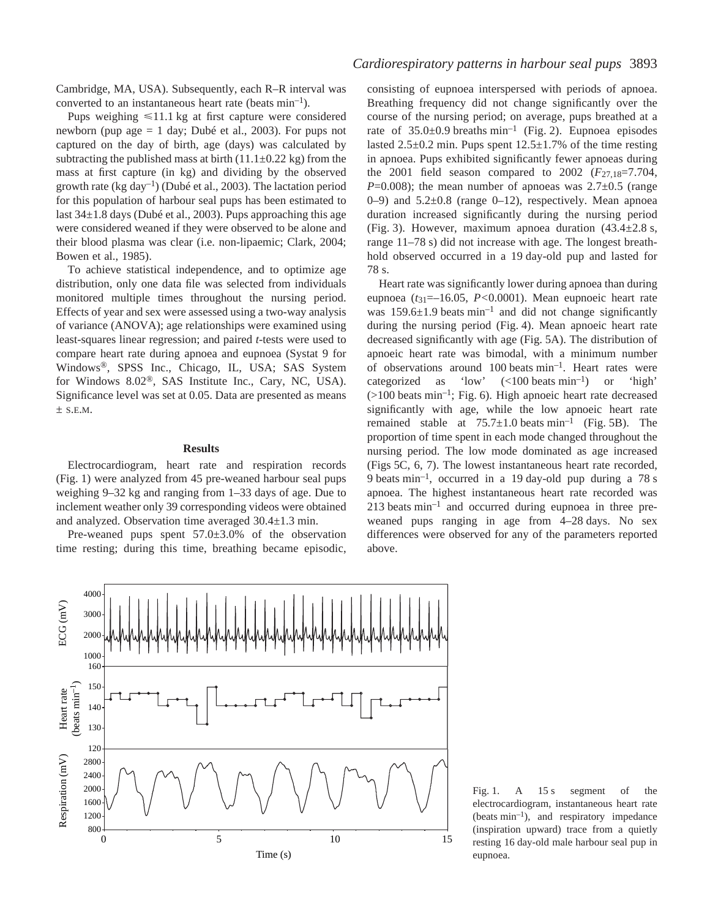Cambridge, MA, USA). Subsequently, each R–R interval was converted to an instantaneous heart rate (beats $\text{min}^{-1}$).

Pups weighing ≤11.1 kg at first capture were considered newborn (pup age = 1 day; Dubé et al., 2003). For pups not captured on the day of birth, age (days) was calculated by subtracting the published mass at birth (11.1±0.22 kg) from the mass at first capture (in kg) and dividing by the observed growth rate (kg $\text{day}^{-1}$) (Dubé et al., 2003). The lactation period for this population of harbour seal pups has been estimated to last 34±1.8 days (Dubé et al., 2003). Pups approaching this age were considered weaned if they were observed to be alone and their blood plasma was clear (i.e. non-lipaemic; Clark, 2004; Bowen et al., 1985).

To achieve statistical independence, and to optimize age distribution, only one data file was selected from individuals monitored multiple times throughout the nursing period. Effects of year and sex were assessed using a two-way analysis of variance (ANOVA); age relationships were examined using least-squares linear regression; and paired *t*-tests were used to compare heart rate during apnoea and eupnoea (Systat 9 for Windows®, SPSS Inc., Chicago, IL, USA; SAS System for Windows 8.02®, SAS Institute Inc., Cary, NC, USA). Significance level was set at 0.05. Data are presented as means ± S.E.M.

## Results

Electrocardiogram, heart rate and respiration records (Fig. 1) were analyzed from 45 pre-weaned harbour seal pups weighing 9–32 kg and ranging from 1–33 days of age. Due to inclement weather only 39 corresponding videos were obtained and analyzed. Observation time averaged 30.4±1.3 min.

Pre-weaned pups spent 57.0±3.0% of the observation time resting; during this time, breathing became episodic, consisting of eupnoea interspersed with periods of apnoea. Breathing frequency did not change significantly over the course of the nursing period; on average, pups breathed at a rate of 35.0±0.9 breaths $\text{min}^{-1}$ (Fig. 2). Eupnoea episodes lasted 2.5±0.2 min. Pups spent 12.5±1.7% of the time resting in apnoea. Pups exhibited significantly fewer apnoeas during the 2001 field season compared to 2002 ($F_{27,18}$=7.704, $P$=0.008); the mean number of apnoeas was 2.7±0.5 (range 0–9) and 5.2±0.8 (range 0–12), respectively. Mean apnoea duration increased significantly during the nursing period (Fig. 3). However, maximum apnoea duration (43.4±2.8 s, range 11–78 s) did not increase with age. The longest breath-hold observed occurred in a 19 day-old pup and lasted for 78 s.

Heart rate was significantly lower during apnoea than during eupnoea ($t_{31}$=–16.05, $P$<0.0001). Mean eupnoeic heart rate was 159.6±1.9 beats $\text{min}^{-1}$ and did not change significantly during the nursing period (Fig. 4). Mean apnoeic heart rate decreased significantly with age (Fig. 5A). The distribution of apnoeic heart rate was bimodal, with a minimum number of observations around 100 beats $\text{min}^{-1}$. Heart rates were categorized as 'low' (<100 beats $\text{min}^{-1}$) or 'high' (>100 beats $\text{min}^{-1}$; Fig. 6). High apnoeic heart rate decreased significantly with age, while the low apnoeic heart rate remained stable at 75.7±1.0 beats $\text{min}^{-1}$ (Fig. 5B). The proportion of time spent in each mode changed throughout the nursing period. The low mode dominated as age increased (Figs 5C, 6, 7). The lowest instantaneous heart rate recorded, 9 beats $\text{min}^{-1}$, occurred in a 19 day-old pup during a 78 s apnoea. The highest instantaneous heart rate recorded was 213 beats $\text{min}^{-1}$ and occurred during eupnoea in three pre-weaned pups ranging in age from 4–28 days. No sex differences were observed for any of the parameters reported above.

Fig. 1. A 15 s segment of the electrocardiogram, instantaneous heart rate (beats $\text{min}^{-1}$), and respiratory impedance (inspiration upward) trace from a quietly resting 16 day-old male harbour seal pup in eupnoea.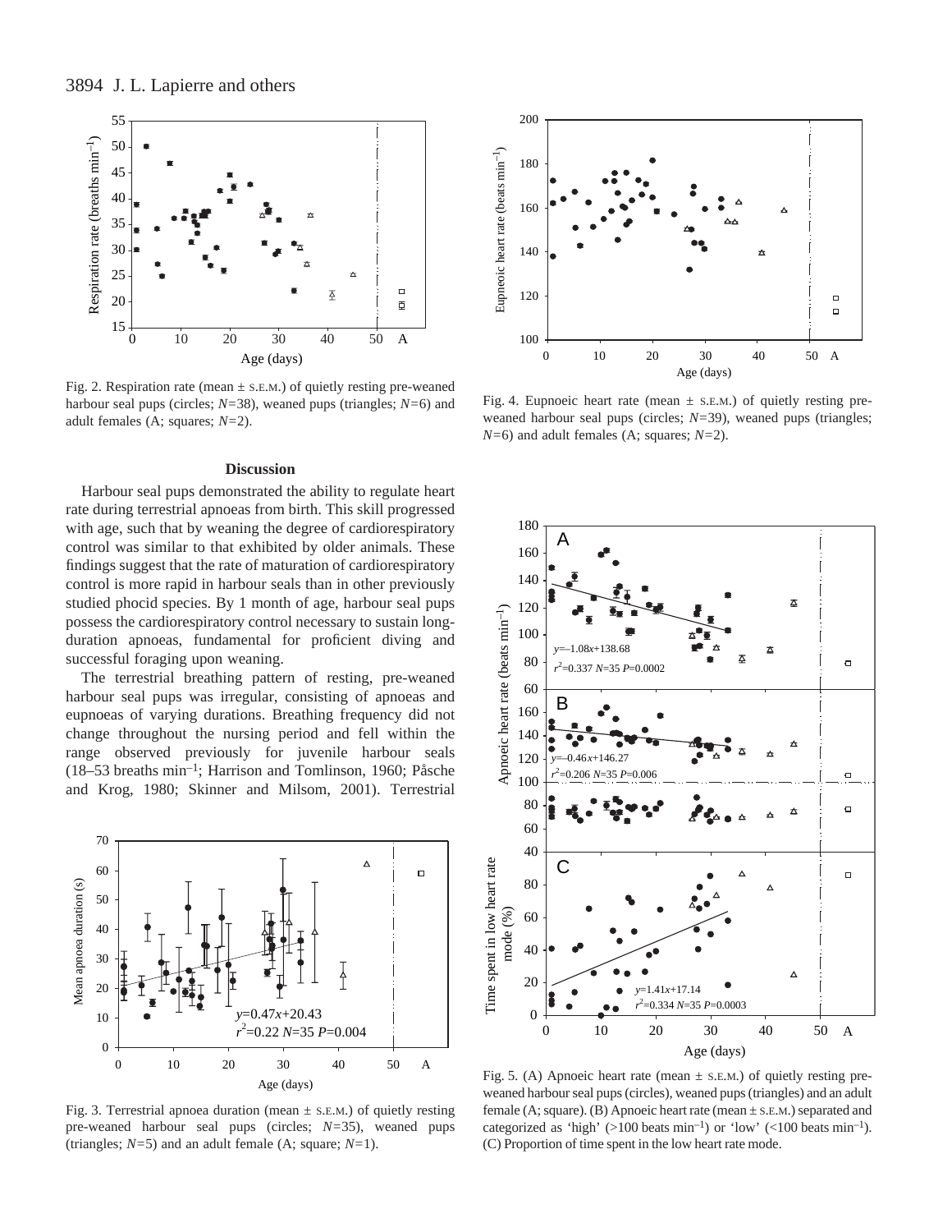Fig. 2. Respiration rate (mean ± S.E.M.) of quietly resting pre-weaned harbour seal pups (circles; $N$=38), weaned pups (triangles; $N$=6) and adult females (A; squares; $N$=2).

Fig. 4. Eupnoeic heart rate (mean ± S.E.M.) of quietly resting pre-weaned harbour seal pups (circles; $N$=39), weaned pups (triangles; $N$=6) and adult females (A; squares; $N$=2).

## Discussion

Harbour seal pups demonstrated the ability to regulate heart rate during terrestrial apnoeas from birth. This skill progressed with age, such that by weaning the degree of cardiorespiratory control was similar to that exhibited by older animals. These findings suggest that the rate of maturation of cardiorespiratory control is more rapid in harbour seals than in other previously studied phocid species. By 1 month of age, harbour seal pups possess the cardiorespiratory control necessary to sustain long-duration apnoeas, fundamental for proficient diving and successful foraging upon weaning.

The terrestrial breathing pattern of resting, pre-weaned harbour seal pups was irregular, consisting of apnoeas and eupnoeas of varying durations. Breathing frequency did not change throughout the nursing period and fell within the range observed previously for juvenile harbour seals (18–53 breaths min$^{-1}$; Harrison and Tomlinson, 1960; Påsche and Krog, 1980; Skinner and Milsom, 2001). Terrestrial

Fig. 3. Terrestrial apnoea duration (mean ± S.E.M.) of quietly resting pre-weaned harbour seal pups (circles; $N$=35), weaned pups (triangles; $N$=5) and an adult female (A; square; $N$=1).

Fig. 5. (A) Apnoeic heart rate (mean ± S.E.M.) of quietly resting pre-weaned harbour seal pups (circles), weaned pups (triangles) and an adult female (A; square). (B) Apnoeic heart rate (mean ± S.E.M.) separated and categorized as 'high' (>100 beats min$^{-1}$) or 'low' (<100 beats min$^{-1}$). (C) Proportion of time spent in the low heart rate mode.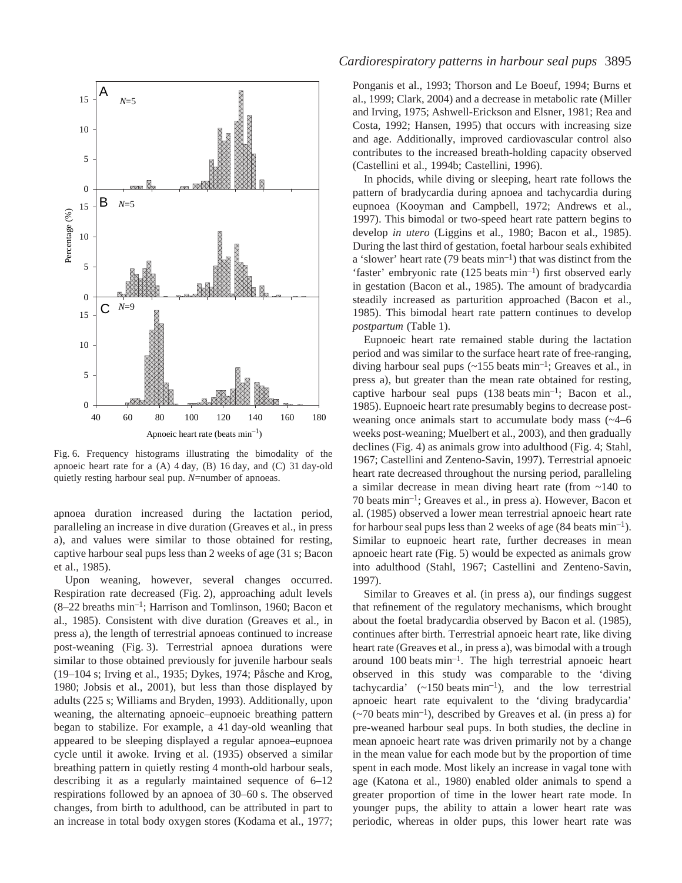Fig. 6. Frequency histograms illustrating the bimodality of the apnoeic heart rate for a (A) 4 day, (B) 16 day, and (C) 31 day-old quietly resting harbour seal pup. *N*=number of apnoeas.

apnoea duration increased during the lactation period, paralleling an increase in dive duration (Greaves et al., in press a), and values were similar to those obtained for resting, captive harbour seal pups less than 2 weeks of age (31 s; Bacon et al., 1985).

Upon weaning, however, several changes occurred. Respiration rate decreased (Fig. 2), approaching adult levels (8–22 breaths min$^{-1}$; Harrison and Tomlinson, 1960; Bacon et al., 1985). Consistent with dive duration (Greaves et al., in press a), the length of terrestrial apnoeas continued to increase post-weaning (Fig. 3). Terrestrial apnoea durations were similar to those obtained previously for juvenile harbour seals (19–104 s; Irving et al., 1935; Dykes, 1974; Påsche and Krog, 1980; Jobsis et al., 2001), but less than those displayed by adults (225 s; Williams and Bryden, 1993). Additionally, upon weaning, the alternating apnoeic–eupnoeic breathing pattern began to stabilize. For example, a 41 day-old weanling that appeared to be sleeping displayed a regular apnoea–eupnoea cycle until it awoke. Irving et al. (1935) observed a similar breathing pattern in quietly resting 4 month-old harbour seals, describing it as a regularly maintained sequence of 6–12 respirations followed by an apnoea of 30–60 s. The observed changes, from birth to adulthood, can be attributed in part to an increase in total body oxygen stores (Kodama et al., 1977; Ponganis et al., 1993; Thorson and Le Boeuf, 1994; Burns et al., 1999; Clark, 2004) and a decrease in metabolic rate (Miller and Irving, 1975; Ashwell-Erickson and Elsner, 1981; Rea and Costa, 1992; Hansen, 1995) that occurs with increasing size and age. Additionally, improved cardiovascular control also contributes to the increased breath-holding capacity observed (Castellini et al., 1994b; Castellini, 1996).

In phocids, while diving or sleeping, heart rate follows the pattern of bradycardia during apnoea and tachycardia during eupnoea (Kooyman and Campbell, 1972; Andrews et al., 1997). This bimodal or two-speed heart rate pattern begins to develop *in utero* (Liggins et al., 1980; Bacon et al., 1985). During the last third of gestation, foetal harbour seals exhibited a 'slower' heart rate (79 beats min$^{-1}$) that was distinct from the 'faster' embryonic rate (125 beats min$^{-1}$) first observed early in gestation (Bacon et al., 1985). The amount of bradycardia steadily increased as parturition approached (Bacon et al., 1985). This bimodal heart rate pattern continues to develop *postpartum* (Table 1).

Eupnoeic heart rate remained stable during the lactation period and was similar to the surface heart rate of free-ranging, diving harbour seal pups (~155 beats min$^{-1}$; Greaves et al., in press a), but greater than the mean rate obtained for resting, captive harbour seal pups (138 beats min$^{-1}$; Bacon et al., 1985). Eupnoeic heart rate presumably begins to decrease post-weaning once animals start to accumulate body mass (~4–6 weeks post-weaning; Muelbert et al., 2003), and then gradually declines (Fig. 4) as animals grow into adulthood (Fig. 4; Stahl, 1967; Castellini and Zenteno-Savin, 1997). Terrestrial apnoeic heart rate decreased throughout the nursing period, paralleling a similar decrease in mean diving heart rate (from ~140 to 70 beats min$^{-1}$; Greaves et al., in press a). However, Bacon et al. (1985) observed a lower mean terrestrial apnoeic heart rate for harbour seal pups less than 2 weeks of age (84 beats min$^{-1}$). Similar to eupnoeic heart rate, further decreases in mean apnoeic heart rate (Fig. 5) would be expected as animals grow into adulthood (Stahl, 1967; Castellini and Zenteno-Savin, 1997).

Similar to Greaves et al. (in press a), our findings suggest that refinement of the regulatory mechanisms, which brought about the foetal bradycardia observed by Bacon et al. (1985), continues after birth. Terrestrial apnoeic heart rate, like diving heart rate (Greaves et al., in press a), was bimodal with a trough around 100 beats min$^{-1}$. The high terrestrial apnoeic heart observed in this study was comparable to the 'diving tachycardia' (~150 beats min$^{-1}$), and the low terrestrial apnoeic heart rate equivalent to the 'diving bradycardia' (~70 beats min$^{-1}$), described by Greaves et al. (in press a) for pre-weaned harbour seal pups. In both studies, the decline in mean apnoeic heart rate was driven primarily not by a change in the mean value for each mode but by the proportion of time spent in each mode. Most likely an increase in vagal tone with age (Katona et al., 1980) enabled older animals to spend a greater proportion of time in the lower heart rate mode. In younger pups, the ability to attain a lower heart rate was periodic, whereas in older pups, this lower heart rate was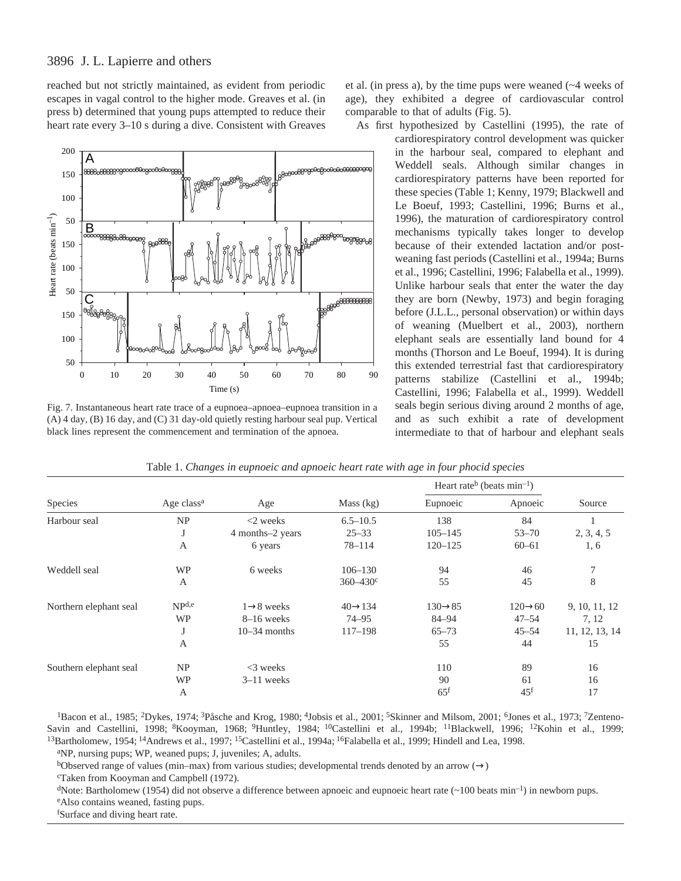reached but not strictly maintained, as evident from periodic escapes in vagal control to the higher mode. Greaves et al. (in press b) determined that young pups attempted to reduce their heart rate every 3–10 s during a dive. Consistent with Greaves et al. (in press a), by the time pups were weaned (~4 weeks of age), they exhibited a degree of cardiovascular control comparable to that of adults (Fig. 5).

Fig. 7. Instantaneous heart rate trace of a eupnoea–apnoea–eupnoea transition in a (A) 4 day, (B) 16 day, and (C) 31 day-old quietly resting harbour seal pup. Vertical black lines represent the commencement and termination of the apnoea.

As first hypothesized by Castellini (1995), the rate of cardiorespiratory control development was quicker in the harbour seal, compared to elephant and Weddell seals. Although similar changes in cardiorespiratory patterns have been reported for these species (Table 1; Kenny, 1979; Blackwell and Le Boeuf, 1993; Castellini, 1996; Burns et al., 1996), the maturation of cardiorespiratory control mechanisms typically takes longer to develop because of their extended lactation and/or post-weaning fast periods (Castellini et al., 1994a; Burns et al., 1996; Castellini, 1996; Falabella et al., 1999). Unlike harbour seals that enter the water the day they are born (Newby, 1973) and begin foraging before (J.L.L., personal observation) or within days of weaning (Muelbert et al., 2003), northern elephant seals are essentially land bound for 4 months (Thorson and Le Boeuf, 1994). It is during this extended terrestrial fast that cardiorespiratory patterns stabilize (Castellini et al., 1994b; Castellini, 1996; Falabella et al., 1999). Weddell seals begin serious diving around 2 months of age, and as such exhibit a rate of development intermediate to that of harbour and elephant seals

Table 1. *Changes in eupnoeic and apnoeic heart rate with age in four phocid species*

| Species | Age class[a] | Age | Mass (kg) | Heart rate[b] (beats min$^{-1}$) | | Source |
|---|---|---|---|---|---|---|
| | | | | Eupnoeic | Apnoeic | |
| Harbour seal | NP | <2 weeks | 6.5–10.5 | 138 | 84 | 1 |
| | J | 4 months–2 years | 25–33 | 105–145 | 53–70 | 2, 3, 4, 5 |
| | A | 6 years | 78–114 | 120–125 | 60–61 | 1, 6 |
| Weddell seal | WP | 6 weeks | 106–130 | 94 | 46 | 7 |
| | A | | 360–430[c] | 55 | 45 | 8 |
| Northern elephant seal | NP[d,e] | 1→8 weeks | 40→134 | 130→85 | 120→60 | 9, 10, 11, 12 |
| | WP | 8–16 weeks | 74–95 | 84–94 | 47–54 | 7, 12 |
| | J | 10–34 months | 117–198 | 65–73 | 45–54 | 11, 12, 13, 14 |
| | A | | | 55 | 44 | 15 |
| Southern elephant seal | NP | <3 weeks | | 110 | 89 | 16 |
| | WP | 3–11 weeks | | 90 | 61 | 16 |
| | A | | | 65[f] | 45[f] | 17 |

[1]Bacon et al., 1985; [2]Dykes, 1974; [3]Påsche and Krog, 1980; [4]Jobsis et al., 2001; [5]Skinner and Milsom, 2001; [6]Jones et al., 1973; [7]Zenteno-Savin and Castellini, 1998; [8]Kooyman, 1968; [9]Huntley, 1984; [10]Castellini et al., 1994b; [11]Blackwell, 1996; [12]Kohin et al., 1999; [13]Bartholomew, 1954; [14]Andrews et al., 1997; [15]Castellini et al., 1994a; [16]Falabella et al., 1999; Hindell and Lea, 1998.

[a]NP, nursing pups; WP, weaned pups; J, juveniles; A, adults.

[b]Observed range of values (min–max) from various studies; developmental trends denoted by an arrow (→)

[c]Taken from Kooyman and Campbell (1972).

[d]Note: Bartholomew (1954) did not observe a difference between apnoeic and eupnoeic heart rate (~100 beats min$^{-1}$) in newborn pups.

[e]Also contains weaned, fasting pups.

[f]Surface and diving heart rate.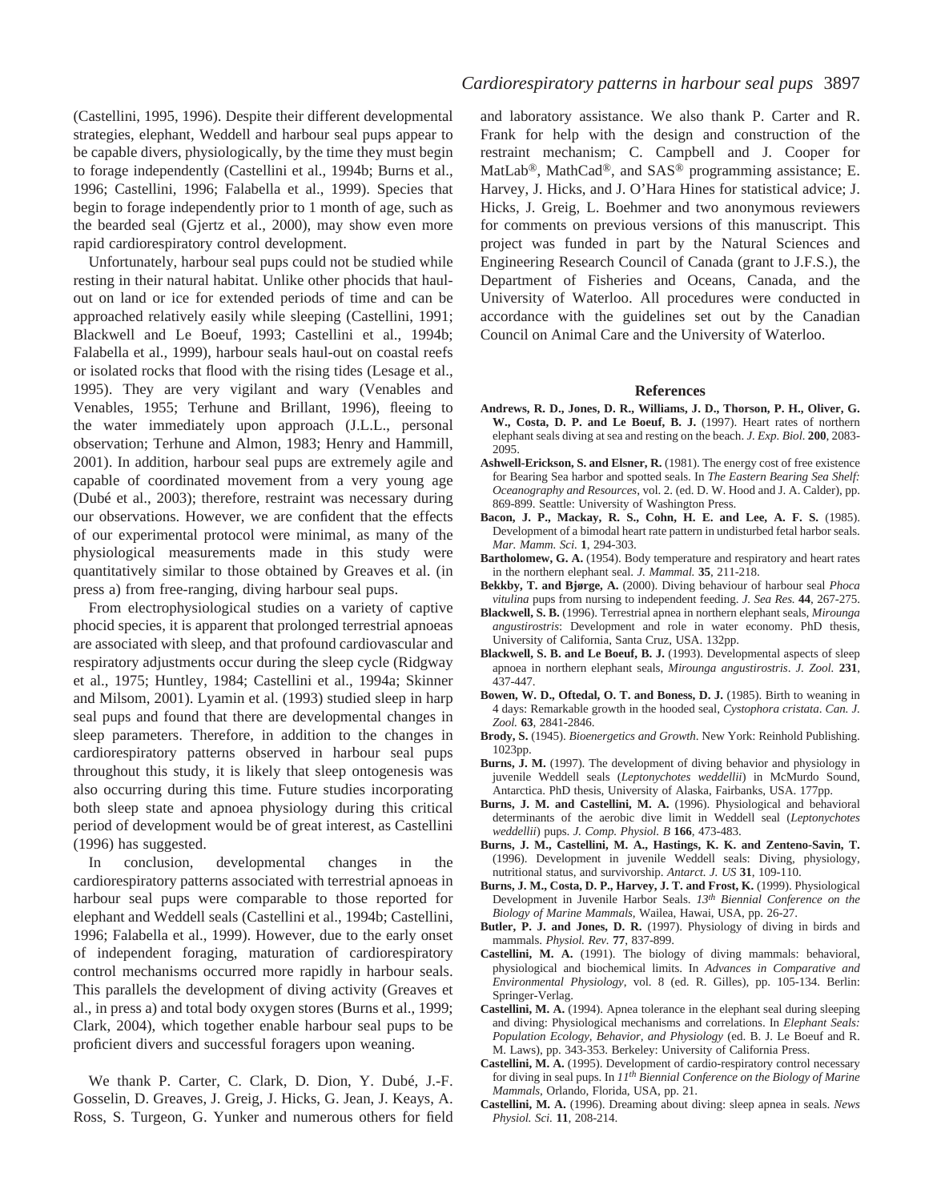(Castellini, 1995, 1996). Despite their different developmental strategies, elephant, Weddell and harbour seal pups appear to be capable divers, physiologically, by the time they must begin to forage independently (Castellini et al., 1994b; Burns et al., 1996; Castellini, 1996; Falabella et al., 1999). Species that begin to forage independently prior to 1 month of age, such as the bearded seal (Gjertz et al., 2000), may show even more rapid cardiorespiratory control development.

Unfortunately, harbour seal pups could not be studied while resting in their natural habitat. Unlike other phocids that haul-out on land or ice for extended periods of time and can be approached relatively easily while sleeping (Castellini, 1991; Blackwell and Le Boeuf, 1993; Castellini et al., 1994b; Falabella et al., 1999), harbour seals haul-out on coastal reefs or isolated rocks that flood with the rising tides (Lesage et al., 1995). They are very vigilant and wary (Venables and Venables, 1955; Terhune and Brillant, 1996), fleeing to the water immediately upon approach (J.L.L., personal observation; Terhune and Almon, 1983; Henry and Hammill, 2001). In addition, harbour seal pups are extremely agile and capable of coordinated movement from a very young age (Dubé et al., 2003); therefore, restraint was necessary during our observations. However, we are confident that the effects of our experimental protocol were minimal, as many of the physiological measurements made in this study were quantitatively similar to those obtained by Greaves et al. (in press a) from free-ranging, diving harbour seal pups.

From electrophysiological studies on a variety of captive phocid species, it is apparent that prolonged terrestrial apnoeas are associated with sleep, and that profound cardiovascular and respiratory adjustments occur during the sleep cycle (Ridgway et al., 1975; Huntley, 1984; Castellini et al., 1994a; Skinner and Milsom, 2001). Lyamin et al. (1993) studied sleep in harp seal pups and found that there are developmental changes in sleep parameters. Therefore, in addition to the changes in cardiorespiratory patterns observed in harbour seal pups throughout this study, it is likely that sleep ontogenesis was also occurring during this time. Future studies incorporating both sleep state and apnoea physiology during this critical period of development would be of great interest, as Castellini (1996) has suggested.

In conclusion, developmental changes in the cardiorespiratory patterns associated with terrestrial apnoeas in harbour seal pups were comparable to those reported for elephant and Weddell seals (Castellini et al., 1994b; Castellini, 1996; Falabella et al., 1999). However, due to the early onset of independent foraging, maturation of cardiorespiratory control mechanisms occurred more rapidly in harbour seals. This parallels the development of diving activity (Greaves et al., in press a) and total body oxygen stores (Burns et al., 1999; Clark, 2004), which together enable harbour seal pups to be proficient divers and successful foragers upon weaning.

We thank P. Carter, C. Clark, D. Dion, Y. Dubé, J.-F. Gosselin, D. Greaves, J. Greig, J. Hicks, G. Jean, J. Keays, A. Ross, S. Turgeon, G. Yunker and numerous others for field and laboratory assistance. We also thank P. Carter and R. Frank for help with the design and construction of the restraint mechanism; C. Campbell and J. Cooper for MatLab®, MathCad®, and SAS® programming assistance; E. Harvey, J. Hicks, and J. O'Hara Hines for statistical advice; J. Hicks, J. Greig, L. Boehmer and two anonymous reviewers for comments on previous versions of this manuscript. This project was funded in part by the Natural Sciences and Engineering Research Council of Canada (grant to J.F.S.), the Department of Fisheries and Oceans, Canada, and the University of Waterloo. All procedures were conducted in accordance with the guidelines set out by the Canadian Council on Animal Care and the University of Waterloo.

## References

**Andrews, R. D., Jones, D. R., Williams, J. D., Thorson, P. H., Oliver, G. W., Costa, D. P. and Le Boeuf, B. J.** (1997). Heart rates of northern elephant seals diving at sea and resting on the beach. *J. Exp. Biol.* **200**, 2083-2095.

**Ashwell-Erickson, S. and Elsner, R.** (1981). The energy cost of free existence for Bearing Sea harbor and spotted seals. In *The Eastern Bearing Sea Shelf: Oceanography and Resources*, vol. 2. (ed. D. W. Hood and J. A. Calder), pp. 869-899. Seattle: University of Washington Press.

**Bacon, J. P., Mackay, R. S., Cohn, H. E. and Lee, A. F. S.** (1985). Development of a bimodal heart rate pattern in undisturbed fetal harbor seals. *Mar. Mamm. Sci.* **1**, 294-303.

**Bartholomew, G. A.** (1954). Body temperature and respiratory and heart rates in the northern elephant seal. *J. Mammal.* **35**, 211-218.

**Bekkby, T. and Bjørge, A.** (2000). Diving behaviour of harbour seal *Phoca vitulina* pups from nursing to independent feeding. *J. Sea Res.* **44**, 267-275.

**Blackwell, S. B.** (1996). Terrestrial apnea in northern elephant seals, *Mirounga angustirostris*: Development and role in water economy. PhD thesis, University of California, Santa Cruz, USA. 132pp.

**Blackwell, S. B. and Le Boeuf, B. J.** (1993). Developmental aspects of sleep apnoea in northern elephant seals, *Mirounga angustirostris*. *J. Zool.* **231**, 437-447.

**Bowen, W. D., Oftedal, O. T. and Boness, D. J.** (1985). Birth to weaning in 4 days: Remarkable growth in the hooded seal, *Cystophora cristata*. *Can. J. Zool.* **63**, 2841-2846.

**Brody, S.** (1945). *Bioenergetics and Growth*. New York: Reinhold Publishing. 1023pp.

**Burns, J. M.** (1997). The development of diving behavior and physiology in juvenile Weddell seals (*Leptonychotes weddellii*) in McMurdo Sound, Antarctica. PhD thesis, University of Alaska, Fairbanks, USA. 177pp.

**Burns, J. M. and Castellini, M. A.** (1996). Physiological and behavioral determinants of the aerobic dive limit in Weddell seal (*Leptonychotes weddellii*) pups. *J. Comp. Physiol. B* **166**, 473-483.

**Burns, J. M., Castellini, M. A., Hastings, K. K. and Zenteno-Savin, T.** (1996). Development in juvenile Weddell seals: Diving, physiology, nutritional status, and survivorship. *Antarct. J. US* **31**, 109-110.

**Burns, J. M., Costa, D. P., Harvey, J. T. and Frost, K.** (1999). Physiological Development in Juvenile Harbor Seals. *13th Biennial Conference on the Biology of Marine Mammals*, Wailea, Hawai, USA, pp. 26-27.

**Butler, P. J. and Jones, D. R.** (1997). Physiology of diving in birds and mammals. *Physiol. Rev.* **77**, 837-899.

**Castellini, M. A.** (1991). The biology of diving mammals: behavioral, physiological and biochemical limits. In *Advances in Comparative and Environmental Physiology*, vol. 8 (ed. R. Gilles), pp. 105-134. Berlin: Springer-Verlag.

**Castellini, M. A.** (1994). Apnea tolerance in the elephant seal during sleeping and diving: Physiological mechanisms and correlations. In *Elephant Seals: Population Ecology, Behavior, and Physiology* (ed. B. J. Le Boeuf and R. M. Laws), pp. 343-353. Berkeley: University of California Press.

**Castellini, M. A.** (1995). Development of cardio-respiratory control necessary for diving in seal pups. In *11th Biennial Conference on the Biology of Marine Mammals*, Orlando, Florida, USA, pp. 21.

**Castellini, M. A.** (1996). Dreaming about diving: sleep apnea in seals. *News Physiol. Sci.* **11**, 208-214.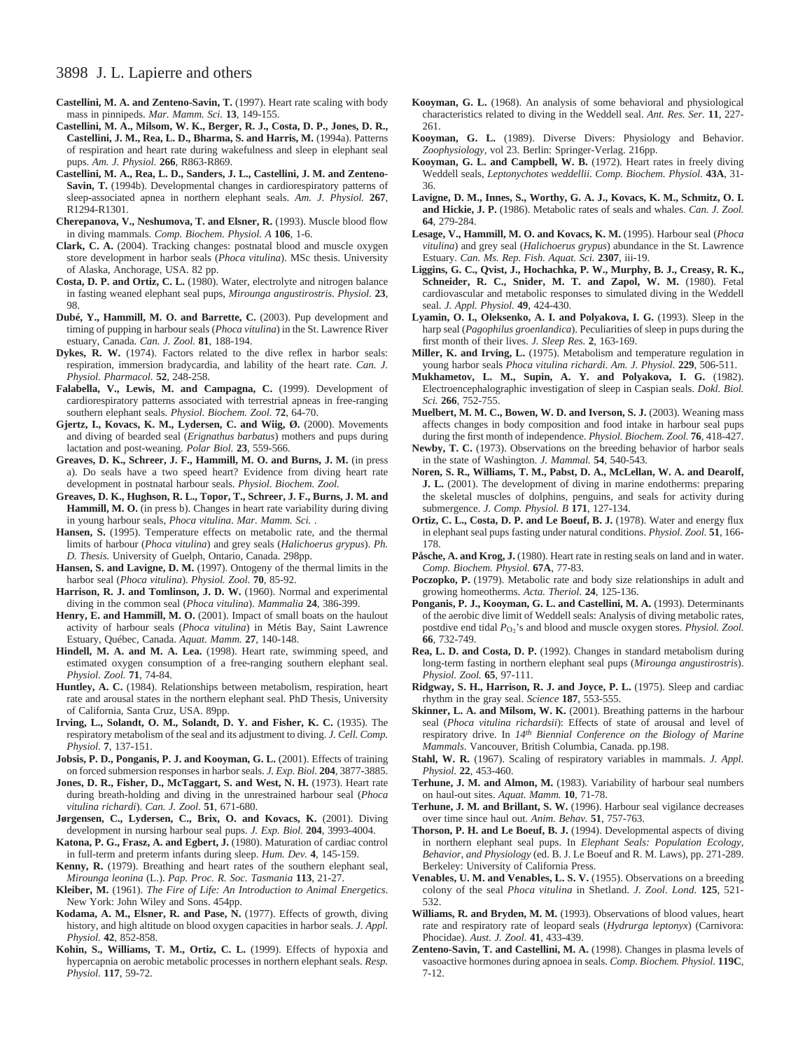**Castellini, M. A. and Zenteno-Savin, T.** (1997). Heart rate scaling with body mass in pinnipeds. *Mar. Mamm. Sci.* **13**, 149-155.

**Castellini, M. A., Milsom, W. K., Berger, R. J., Costa, D. P., Jones, D. R., Castellini, J. M., Rea, L. D., Bharma, S. and Harris, M.** (1994a). Patterns of respiration and heart rate during wakefulness and sleep in elephant seal pups. *Am. J. Physiol.* **266**, R863-R869.

**Castellini, M. A., Rea, L. D., Sanders, J. L., Castellini, J. M. and Zenteno-Savin, T.** (1994b). Developmental changes in cardiorespiratory patterns of sleep-associated apnea in northern elephant seals. *Am. J. Physiol.* **267**, R1294-R1301.

**Cherepanova, V., Neshumova, T. and Elsner, R.** (1993). Muscle blood flow in diving mammals. *Comp. Biochem. Physiol. A* **106**, 1-6.

**Clark, C. A.** (2004). Tracking changes: postnatal blood and muscle oxygen store development in harbor seals (*Phoca vitulina*). MSc thesis. University of Alaska, Anchorage, USA. 82 pp.

**Costa, D. P. and Ortiz, C. L.** (1980). Water, electrolyte and nitrogen balance in fasting weaned elephant seal pups, *Mirounga angustirostris*. *Physiol.* **23**, 98.

**Dubé, Y., Hammill, M. O. and Barrette, C.** (2003). Pup development and timing of pupping in harbour seals (*Phoca vitulina*) in the St. Lawrence River estuary, Canada. *Can. J. Zool.* **81**, 188-194.

**Dykes, R. W.** (1974). Factors related to the dive reflex in harbor seals: respiration, immersion bradycardia, and lability of the heart rate. *Can. J. Physiol. Pharmacol.* **52**, 248-258.

**Falabella, V., Lewis, M. and Campagna, C.** (1999). Development of cardiorespiratory patterns associated with terrestrial apneas in free-ranging southern elephant seals. *Physiol. Biochem. Zool.* **72**, 64-70.

**Gjertz, I., Kovacs, K. M., Lydersen, C. and Wiig, Ø.** (2000). Movements and diving of bearded seal (*Erignathus barbatus*) mothers and pups during lactation and post-weaning. *Polar Biol.* **23**, 559-566.

**Greaves, D. K., Schreer, J. F., Hammill, M. O. and Burns, J. M.** (in press a). Do seals have a two speed heart? Evidence from diving heart rate development in postnatal harbour seals. *Physiol. Biochem. Zool.*

**Greaves, D. K., Hughson, R. L., Topor, T., Schreer, J. F., Burns, J. M. and Hammill, M. O.** (in press b). Changes in heart rate variability during diving in young harbour seals, *Phoca vitulina*. *Mar. Mamm. Sci.* .

**Hansen, S.** (1995). Temperature effects on metabolic rate, and the thermal limits of harbour (*Phoca vitulina*) and grey seals (*Halichoerus grypus*). *Ph. D. Thesis.* University of Guelph, Ontario, Canada. 298pp.

**Hansen, S. and Lavigne, D. M.** (1997). Ontogeny of the thermal limits in the harbor seal (*Phoca vitulina*). *Physiol. Zool.* **70**, 85-92.

**Harrison, R. J. and Tomlinson, J. D. W.** (1960). Normal and experimental diving in the common seal (*Phoca vitulina*). *Mammalia* **24**, 386-399.

**Henry, E. and Hammill, M. O.** (2001). Impact of small boats on the haulout activity of harbour seals (*Phoca vitulina*) in Métis Bay, Saint Lawrence Estuary, Québec, Canada. *Aquat. Mamm.* **27**, 140-148.

**Hindell, M. A. and M. A. Lea.** (1998). Heart rate, swimming speed, and estimated oxygen consumption of a free-ranging southern elephant seal. *Physiol. Zool.* **71**, 74-84.

**Huntley, A. C.** (1984). Relationships between metabolism, respiration, heart rate and arousal states in the northern elephant seal. PhD Thesis, University of California, Santa Cruz, USA. 89pp.

**Irving, L., Solandt, O. M., Solandt, D. Y. and Fisher, K. C.** (1935). The respiratory metabolism of the seal and its adjustment to diving. *J. Cell. Comp. Physiol.* **7**, 137-151.

**Jobsis, P. D., Ponganis, P. J. and Kooyman, G. L.** (2001). Effects of training on forced submersion responses in harbor seals. *J. Exp. Biol.* **204**, 3877-3885.

**Jones, D. R., Fisher, D., McTaggart, S. and West, N. H.** (1973). Heart rate during breath-holding and diving in the unrestrained harbour seal (*Phoca vitulina richardi*). *Can. J. Zool.* **51**, 671-680.

**Jørgensen, C., Lydersen, C., Brix, O. and Kovacs, K.** (2001). Diving development in nursing harbour seal pups. *J. Exp. Biol.* **204**, 3993-4004.

**Katona, P. G., Frasz, A. and Egbert, J.** (1980). Maturation of cardiac control in full-term and preterm infants during sleep. *Hum. Dev.* **4**, 145-159.

**Kenny, R.** (1979). Breathing and heart rates of the southern elephant seal, *Mirounga leonina* (L.). *Pap. Proc. R. Soc. Tasmania* **113**, 21-27.

**Kleiber, M.** (1961). *The Fire of Life: An Introduction to Animal Energetics*. New York: John Wiley and Sons. 454pp.

**Kodama, A. M., Elsner, R. and Pase, N.** (1977). Effects of growth, diving history, and high altitude on blood oxygen capacities in harbor seals. *J. Appl. Physiol.* **42**, 852-858.

**Kohin, S., Williams, T. M., Ortiz, C. L.** (1999). Effects of hypoxia and hypercapnia on aerobic metabolic processes in northern elephant seals. *Resp. Physiol.* **117**, 59-72.

**Kooyman, G. L.** (1968). An analysis of some behavioral and physiological characteristics related to diving in the Weddell seal. *Ant. Res. Ser.* **11**, 227-261.

**Kooyman, G. L.** (1989). Diverse Divers: Physiology and Behavior. *Zoophysiology*, vol 23. Berlin: Springer-Verlag. 216pp.

**Kooyman, G. L. and Campbell, W. B.** (1972). Heart rates in freely diving Weddell seals, *Leptonychotes weddellii*. *Comp. Biochem. Physiol.* **43A**, 31-36.

**Lavigne, D. M., Innes, S., Worthy, G. A. J., Kovacs, K. M., Schmitz, O. I. and Hickie, J. P.** (1986). Metabolic rates of seals and whales. *Can. J. Zool.* **64**, 279-284.

**Lesage, V., Hammill, M. O. and Kovacs, K. M.** (1995). Harbour seal (*Phoca vitulina*) and grey seal (*Halichoerus grypus*) abundance in the St. Lawrence Estuary. *Can. Ms. Rep. Fish. Aquat. Sci.* **2307**, iii-19.

**Liggins, G. C., Qvist, J., Hochachka, P. W., Murphy, B. J., Creasy, R. K., Schneider, R. C., Snider, M. T. and Zapol, W. M.** (1980). Fetal cardiovascular and metabolic responses to simulated diving in the Weddell seal. *J. Appl. Physiol.* **49**, 424-430.

**Lyamin, O. I., Oleksenko, A. I. and Polyakova, I. G.** (1993). Sleep in the harp seal (*Pagophilus groenlandica*). Peculiarities of sleep in pups during the first month of their lives. *J. Sleep Res.* **2**, 163-169.

**Miller, K. and Irving, L.** (1975). Metabolism and temperature regulation in young harbor seals *Phoca vitulina richardi*. *Am. J. Physiol.* **229**, 506-511.

**Mukhametov, L. M., Supin, A. Y. and Polyakova, I. G.** (1982). Electroencephalographic investigation of sleep in Caspian seals. *Dokl. Biol. Sci.* **266**, 752-755.

**Muelbert, M. M. C., Bowen, W. D. and Iverson, S. J.** (2003). Weaning mass affects changes in body composition and food intake in harbour seal pups during the first month of independence. *Physiol. Biochem. Zool.* **76**, 418-427.

**Newby, T. C.** (1973). Observations on the breeding behavior of harbor seals in the state of Washington. *J. Mammal.* **54**, 540-543.

**Noren, S. R., Williams, T. M., Pabst, D. A., McLellan, W. A. and Dearolf, J. L.** (2001). The development of diving in marine endotherms: preparing the skeletal muscles of dolphins, penguins, and seals for activity during submergence. *J. Comp. Physiol. B* **171**, 127-134.

**Ortiz, C. L., Costa, D. P. and Le Boeuf, B. J.** (1978). Water and energy flux in elephant seal pups fasting under natural conditions. *Physiol. Zool.* **51**, 166-178.

**Påsche, A. and Krog, J.** (1980). Heart rate in resting seals on land and in water. *Comp. Biochem. Physiol.* **67A**, 77-83.

**Poczopko, P.** (1979). Metabolic rate and body size relationships in adult and growing homeotherms. *Acta. Theriol.* **24**, 125-136.

**Ponganis, P. J., Kooyman, G. L. and Castellini, M. A.** (1993). Determinants of the aerobic dive limit of Weddell seals: Analysis of diving metabolic rates, postdive end tidal $P_{O_2}$'s and blood and muscle oxygen stores. *Physiol. Zool.* **66**, 732-749.

**Rea, L. D. and Costa, D. P.** (1992). Changes in standard metabolism during long-term fasting in northern elephant seal pups (*Mirounga angustirostris*). *Physiol. Zool.* **65**, 97-111.

**Ridgway, S. H., Harrison, R. J. and Joyce, P. L.** (1975). Sleep and cardiac rhythm in the gray seal. *Science* **187**, 553-555.

**Skinner, L. A. and Milsom, W. K.** (2001). Breathing patterns in the harbour seal (*Phoca vitulina richardsii*): Effects of state of arousal and level of respiratory drive. In *14th Biennial Conference on the Biology of Marine Mammals*. Vancouver, British Columbia, Canada. pp.198.

**Stahl, W. R.** (1967). Scaling of respiratory variables in mammals. *J. Appl. Physiol.* **22**, 453-460.

**Terhune, J. M. and Almon, M.** (1983). Variability of harbour seal numbers on haul-out sites. *Aquat. Mamm.* **10**, 71-78.

**Terhune, J. M. and Brillant, S. W.** (1996). Harbour seal vigilance decreases over time since haul out. *Anim. Behav.* **51**, 757-763.

**Thorson, P. H. and Le Boeuf, B. J.** (1994). Developmental aspects of diving in northern elephant seal pups. In *Elephant Seals: Population Ecology, Behavior, and Physiology* (ed. B. J. Le Boeuf and R. M. Laws), pp. 271-289. Berkeley: University of California Press.

**Venables, U. M. and Venables, L. S. V.** (1955). Observations on a breeding colony of the seal *Phoca vitulina* in Shetland. *J. Zool. Lond.* **125**, 521-532.

**Williams, R. and Bryden, M. M.** (1993). Observations of blood values, heart rate and respiratory rate of leopard seals (*Hydrurga leptonyx*) (Carnivora: Phocidae). *Aust. J. Zool.* **41**, 433-439.

**Zenteno-Savin, T. and Castellini, M. A.** (1998). Changes in plasma levels of vasoactive hormones during apnoea in seals. *Comp. Biochem. Physiol.* **119C**, 7-12.